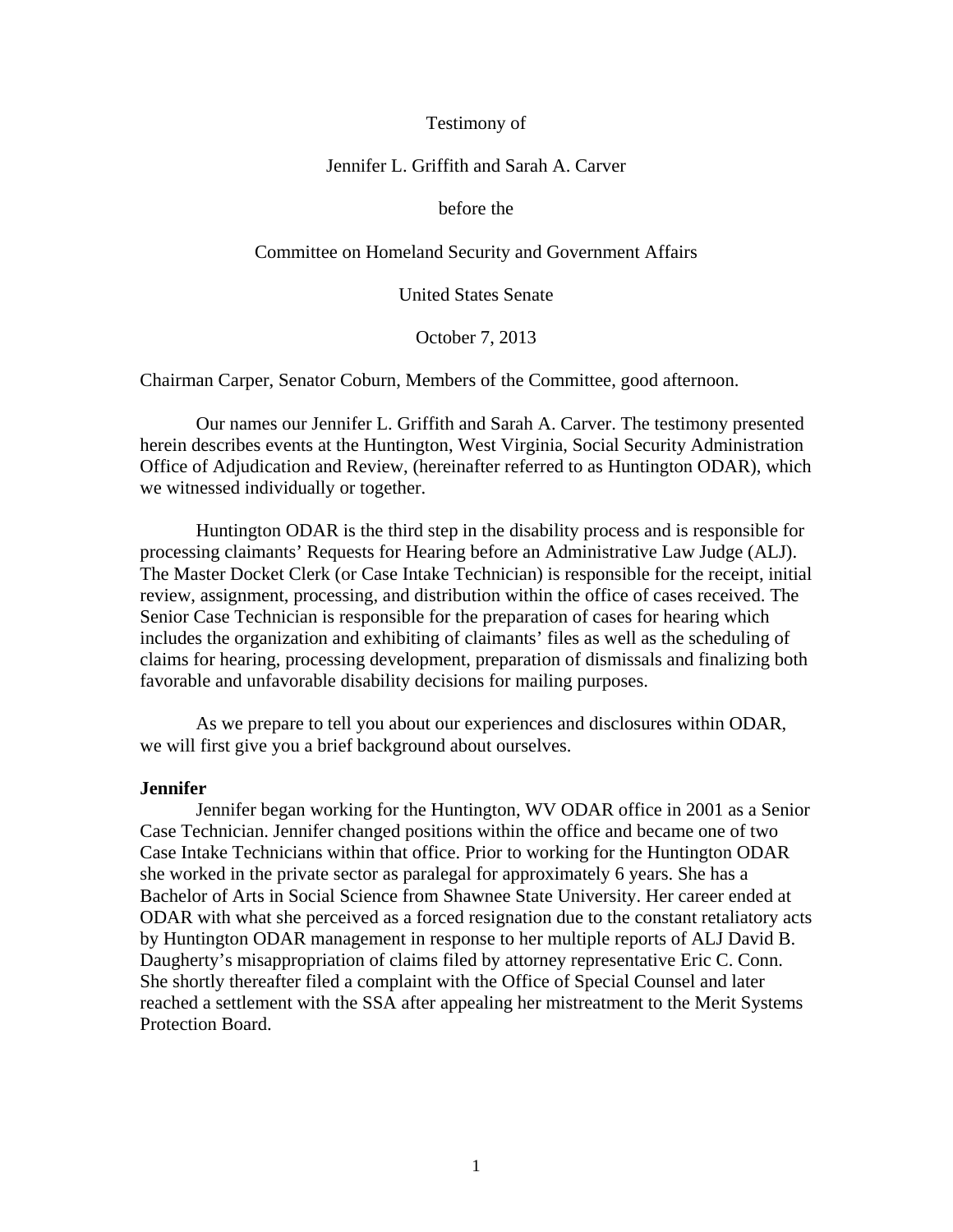Testimony of

Jennifer L. Griffith and Sarah A. Carver

before the

Committee on Homeland Security and Government Affairs

United States Senate

October 7, 2013

Chairman Carper, Senator Coburn, Members of the Committee, good afternoon.

Our names our Jennifer L. Griffith and Sarah A. Carver. The testimony presented herein describes events at the Huntington, West Virginia, Social Security Administration Office of Adjudication and Review, (hereinafter referred to as Huntington ODAR), which we witnessed individually or together.

Huntington ODAR is the third step in the disability process and is responsible for processing claimants' Requests for Hearing before an Administrative Law Judge (ALJ). The Master Docket Clerk (or Case Intake Technician) is responsible for the receipt, initial review, assignment, processing, and distribution within the office of cases received. The Senior Case Technician is responsible for the preparation of cases for hearing which includes the organization and exhibiting of claimants' files as well as the scheduling of claims for hearing, processing development, preparation of dismissals and finalizing both favorable and unfavorable disability decisions for mailing purposes.

As we prepare to tell you about our experiences and disclosures within ODAR, we will first give you a brief background about ourselves.

**Jennifer**

Jennifer began working for the Huntington, WV ODAR office in 2001 as a Senior Case Technician. Jennifer changed positions within the office and became one of two Case Intake Technicians within that office. Prior to working for the Huntington ODAR she worked in the private sector as paralegal for approximately 6 years. She has a Bachelor of Arts in Social Science from Shawnee State University. Her career ended at ODAR with what she perceived as a forced resignation due to the constant retaliatory acts by Huntington ODAR management in response to her multiple reports of ALJ David B. Daugherty's misappropriation of claims filed by attorney representative Eric C. Conn. She shortly thereafter filed a complaint with the Office of Special Counsel and later reached a settlement with the SSA after appealing her mistreatment to the Merit Systems Protection Board.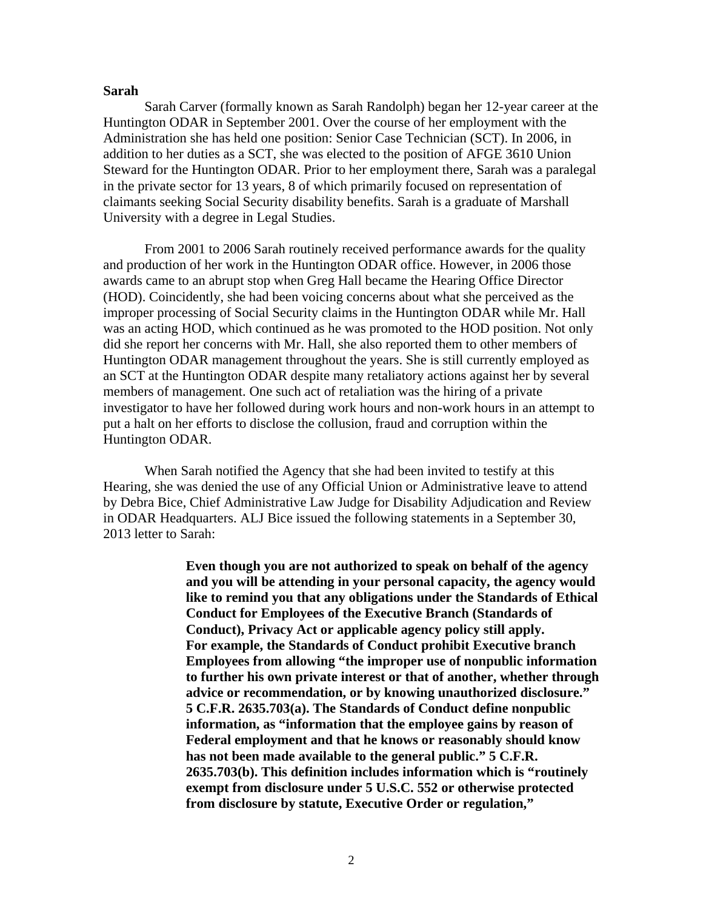**Sarah**

Sarah Carver (formally known as Sarah Randolph) began her 12-year career at the Huntington ODAR in September 2001. Over the course of her employment with the Administration she has held one position: Senior Case Technician (SCT). In 2006, in addition to her duties as a SCT, she was elected to the position of AFGE 3610 Union Steward for the Huntington ODAR. Prior to her employment there, Sarah was a paralegal in the private sector for 13 years, 8 of which primarily focused on representation of claimants seeking Social Security disability benefits. Sarah is a graduate of Marshall University with a degree in Legal Studies.

From 2001 to 2006 Sarah routinely received performance awards for the quality and production of her work in the Huntington ODAR office. However, in 2006 those awards came to an abrupt stop when Greg Hall became the Hearing Office Director (HOD). Coincidently, she had been voicing concerns about what she perceived as the improper processing of Social Security claims in the Huntington ODAR while Mr. Hall was an acting HOD, which continued as he was promoted to the HOD position. Not only did she report her concerns with Mr. Hall, she also reported them to other members of Huntington ODAR management throughout the years. She is still currently employed as an SCT at the Huntington ODAR despite many retaliatory actions against her by several members of management. One such act of retaliation was the hiring of a private investigator to have her followed during work hours and non-work hours in an attempt to put a halt on her efforts to disclose the collusion, fraud and corruption within the Huntington ODAR.

When Sarah notified the Agency that she had been invited to testify at this Hearing, she was denied the use of any Official Union or Administrative leave to attend by Debra Bice, Chief Administrative Law Judge for Disability Adjudication and Review in ODAR Headquarters. ALJ Bice issued the following statements in a September 30, 2013 letter to Sarah:

> **Even though you are not authorized to speak on behalf of the agency and you will be attending in your personal capacity, the agency would like to remind you that any obligations under the Standards of Ethical Conduct for Employees of the Executive Branch (Standards of Conduct), Privacy Act or applicable agency policy still apply. For example, the Standards of Conduct prohibit Executive branch Employees from allowing "the improper use of nonpublic information to further his own private interest or that of another, whether through advice or recommendation, or by knowing unauthorized disclosure." 5 C.F.R. 2635.703(a). The Standards of Conduct define nonpublic information, as "information that the employee gains by reason of Federal employment and that he knows or reasonably should know has not been made available to the general public." 5 C.F.R. 2635.703(b). This definition includes information which is "routinely exempt from disclosure under 5 U.S.C. 552 or otherwise protected from disclosure by statute, Executive Order or regulation,"**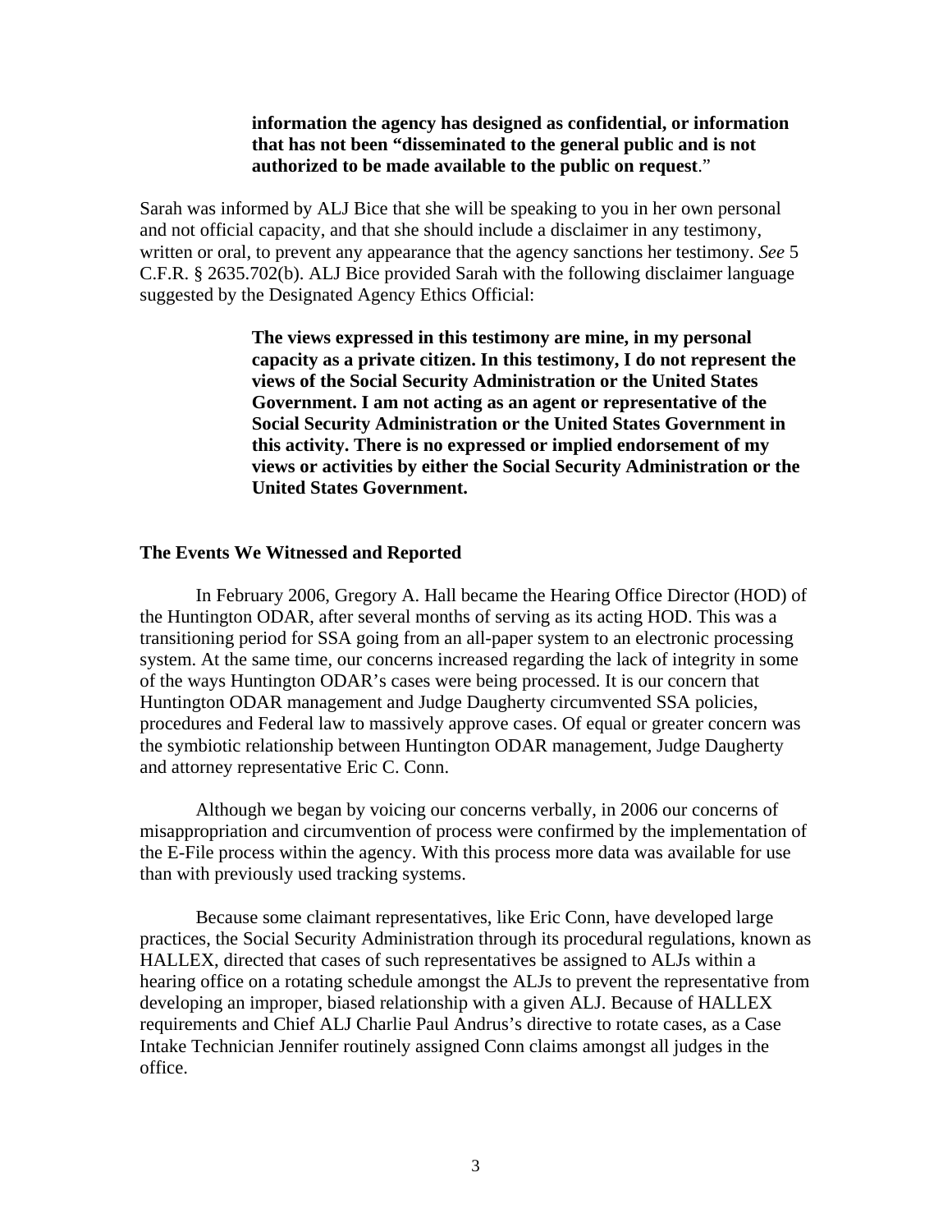> **information the agency has designed as confidential, or information that has not been "disseminated to the general public and is not authorized to be made available to the public on request**."

Sarah was informed by ALJ Bice that she will be speaking to you in her own personal and not official capacity, and that she should include a disclaimer in any testimony, written or oral, to prevent any appearance that the agency sanctions her testimony. *See* 5 C.F.R. § 2635.702(b). ALJ Bice provided Sarah with the following disclaimer language suggested by the Designated Agency Ethics Official:

> **The views expressed in this testimony are mine, in my personal capacity as a private citizen. In this testimony, I do not represent the views of the Social Security Administration or the United States Government. I am not acting as an agent or representative of the Social Security Administration or the United States Government in this activity. There is no expressed or implied endorsement of my views or activities by either the Social Security Administration or the United States Government.**

### The Events We Witnessed and Reported

In February 2006, Gregory A. Hall became the Hearing Office Director (HOD) of the Huntington ODAR, after several months of serving as its acting HOD. This was a transitioning period for SSA going from an all-paper system to an electronic processing system. At the same time, our concerns increased regarding the lack of integrity in some of the ways Huntington ODAR's cases were being processed. It is our concern that Huntington ODAR management and Judge Daugherty circumvented SSA policies, procedures and Federal law to massively approve cases. Of equal or greater concern was the symbiotic relationship between Huntington ODAR management, Judge Daugherty and attorney representative Eric C. Conn.

Although we began by voicing our concerns verbally, in 2006 our concerns of misappropriation and circumvention of process were confirmed by the implementation of the E-File process within the agency. With this process more data was available for use than with previously used tracking systems.

Because some claimant representatives, like Eric Conn, have developed large practices, the Social Security Administration through its procedural regulations, known as HALLEX, directed that cases of such representatives be assigned to ALJs within a hearing office on a rotating schedule amongst the ALJs to prevent the representative from developing an improper, biased relationship with a given ALJ. Because of HALLEX requirements and Chief ALJ Charlie Paul Andrus's directive to rotate cases, as a Case Intake Technician Jennifer routinely assigned Conn claims amongst all judges in the office.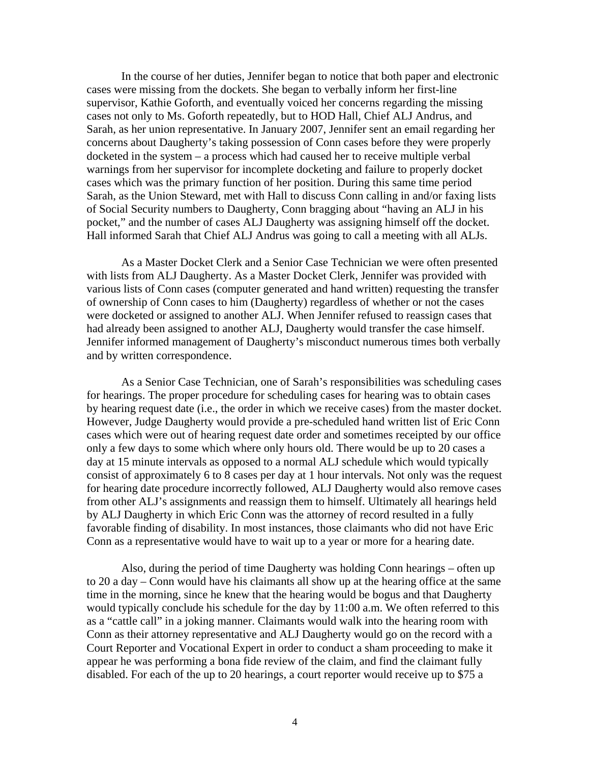In the course of her duties, Jennifer began to notice that both paper and electronic cases were missing from the dockets. She began to verbally inform her first-line supervisor, Kathie Goforth, and eventually voiced her concerns regarding the missing cases not only to Ms. Goforth repeatedly, but to HOD Hall, Chief ALJ Andrus, and Sarah, as her union representative. In January 2007, Jennifer sent an email regarding her concerns about Daugherty's taking possession of Conn cases before they were properly docketed in the system – a process which had caused her to receive multiple verbal warnings from her supervisor for incomplete docketing and failure to properly docket cases which was the primary function of her position. During this same time period Sarah, as the Union Steward, met with Hall to discuss Conn calling in and/or faxing lists of Social Security numbers to Daugherty, Conn bragging about "having an ALJ in his pocket," and the number of cases ALJ Daugherty was assigning himself off the docket. Hall informed Sarah that Chief ALJ Andrus was going to call a meeting with all ALJs.

As a Master Docket Clerk and a Senior Case Technician we were often presented with lists from ALJ Daugherty. As a Master Docket Clerk, Jennifer was provided with various lists of Conn cases (computer generated and hand written) requesting the transfer of ownership of Conn cases to him (Daugherty) regardless of whether or not the cases were docketed or assigned to another ALJ. When Jennifer refused to reassign cases that had already been assigned to another ALJ, Daugherty would transfer the case himself. Jennifer informed management of Daugherty's misconduct numerous times both verbally and by written correspondence.

As a Senior Case Technician, one of Sarah's responsibilities was scheduling cases for hearings. The proper procedure for scheduling cases for hearing was to obtain cases by hearing request date (i.e., the order in which we receive cases) from the master docket. However, Judge Daugherty would provide a pre-scheduled hand written list of Eric Conn cases which were out of hearing request date order and sometimes receipted by our office only a few days to some which where only hours old. There would be up to 20 cases a day at 15 minute intervals as opposed to a normal ALJ schedule which would typically consist of approximately 6 to 8 cases per day at 1 hour intervals. Not only was the request for hearing date procedure incorrectly followed, ALJ Daugherty would also remove cases from other ALJ's assignments and reassign them to himself. Ultimately all hearings held by ALJ Daugherty in which Eric Conn was the attorney of record resulted in a fully favorable finding of disability. In most instances, those claimants who did not have Eric Conn as a representative would have to wait up to a year or more for a hearing date.

Also, during the period of time Daugherty was holding Conn hearings – often up to 20 a day – Conn would have his claimants all show up at the hearing office at the same time in the morning, since he knew that the hearing would be bogus and that Daugherty would typically conclude his schedule for the day by 11:00 a.m. We often referred to this as a "cattle call" in a joking manner. Claimants would walk into the hearing room with Conn as their attorney representative and ALJ Daugherty would go on the record with a Court Reporter and Vocational Expert in order to conduct a sham proceeding to make it appear he was performing a bona fide review of the claim, and find the claimant fully disabled. For each of the up to 20 hearings, a court reporter would receive up to $75 a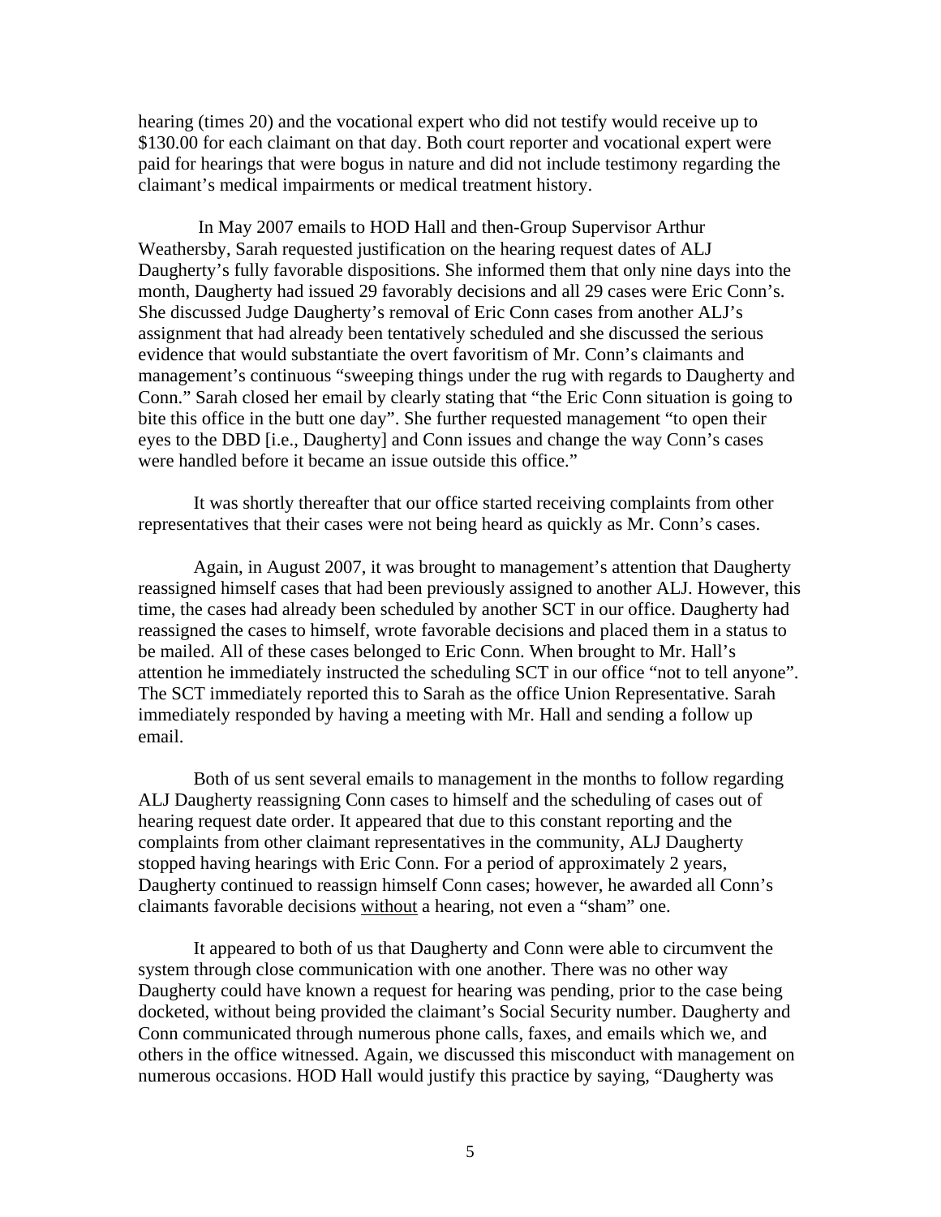hearing (times 20) and the vocational expert who did not testify would receive up to $130.00 for each claimant on that day. Both court reporter and vocational expert were paid for hearings that were bogus in nature and did not include testimony regarding the claimant's medical impairments or medical treatment history.

In May 2007 emails to HOD Hall and then-Group Supervisor Arthur Weathersby, Sarah requested justification on the hearing request dates of ALJ Daugherty's fully favorable dispositions. She informed them that only nine days into the month, Daugherty had issued 29 favorably decisions and all 29 cases were Eric Conn's. She discussed Judge Daugherty's removal of Eric Conn cases from another ALJ's assignment that had already been tentatively scheduled and she discussed the serious evidence that would substantiate the overt favoritism of Mr. Conn's claimants and management's continuous "sweeping things under the rug with regards to Daugherty and Conn." Sarah closed her email by clearly stating that "the Eric Conn situation is going to bite this office in the butt one day". She further requested management "to open their eyes to the DBD [i.e., Daugherty] and Conn issues and change the way Conn's cases were handled before it became an issue outside this office."

It was shortly thereafter that our office started receiving complaints from other representatives that their cases were not being heard as quickly as Mr. Conn's cases.

Again, in August 2007, it was brought to management's attention that Daugherty reassigned himself cases that had been previously assigned to another ALJ. However, this time, the cases had already been scheduled by another SCT in our office. Daugherty had reassigned the cases to himself, wrote favorable decisions and placed them in a status to be mailed. All of these cases belonged to Eric Conn. When brought to Mr. Hall's attention he immediately instructed the scheduling SCT in our office "not to tell anyone". The SCT immediately reported this to Sarah as the office Union Representative. Sarah immediately responded by having a meeting with Mr. Hall and sending a follow up email.

Both of us sent several emails to management in the months to follow regarding ALJ Daugherty reassigning Conn cases to himself and the scheduling of cases out of hearing request date order. It appeared that due to this constant reporting and the complaints from other claimant representatives in the community, ALJ Daugherty stopped having hearings with Eric Conn. For a period of approximately 2 years, Daugherty continued to reassign himself Conn cases; however, he awarded all Conn's claimants favorable decisions <u>without</u> a hearing, not even a "sham" one.

It appeared to both of us that Daugherty and Conn were able to circumvent the system through close communication with one another. There was no other way Daugherty could have known a request for hearing was pending, prior to the case being docketed, without being provided the claimant's Social Security number. Daugherty and Conn communicated through numerous phone calls, faxes, and emails which we, and others in the office witnessed. Again, we discussed this misconduct with management on numerous occasions. HOD Hall would justify this practice by saying, "Daugherty was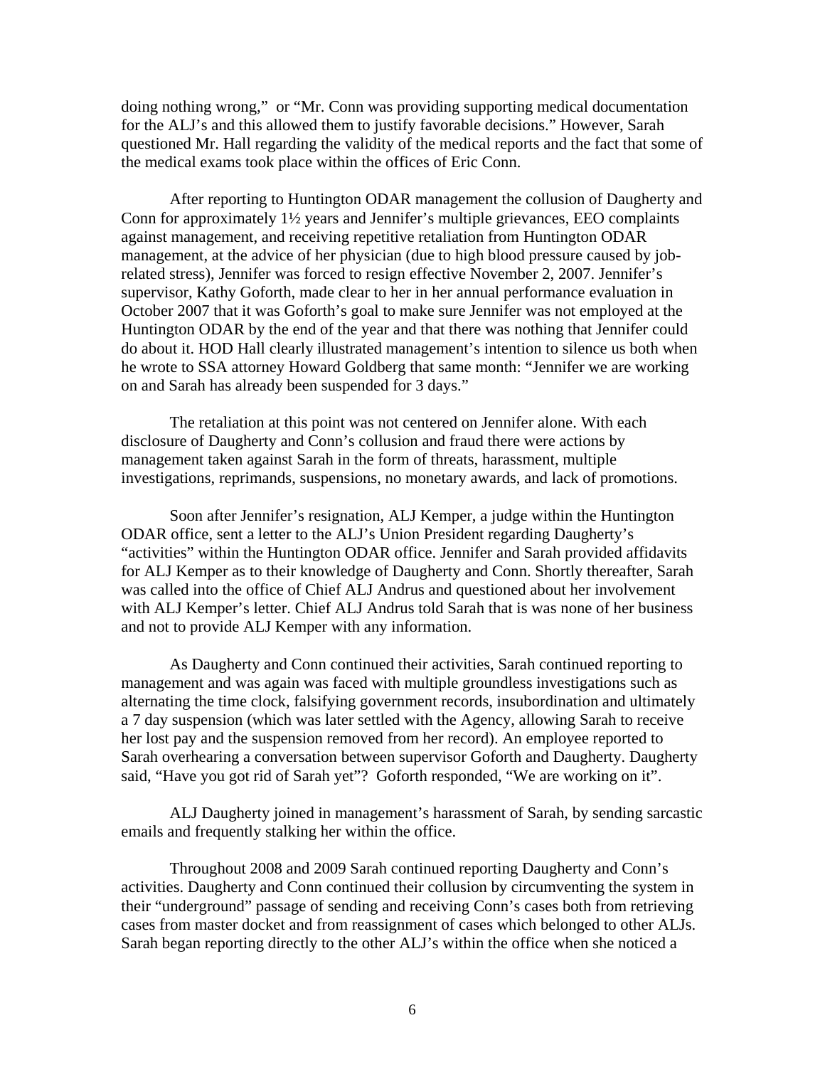doing nothing wrong," or "Mr. Conn was providing supporting medical documentation for the ALJ's and this allowed them to justify favorable decisions." However, Sarah questioned Mr. Hall regarding the validity of the medical reports and the fact that some of the medical exams took place within the offices of Eric Conn.

After reporting to Huntington ODAR management the collusion of Daugherty and Conn for approximately 1½ years and Jennifer's multiple grievances, EEO complaints against management, and receiving repetitive retaliation from Huntington ODAR management, at the advice of her physician (due to high blood pressure caused by job-related stress), Jennifer was forced to resign effective November 2, 2007. Jennifer's supervisor, Kathy Goforth, made clear to her in her annual performance evaluation in October 2007 that it was Goforth's goal to make sure Jennifer was not employed at the Huntington ODAR by the end of the year and that there was nothing that Jennifer could do about it. HOD Hall clearly illustrated management's intention to silence us both when he wrote to SSA attorney Howard Goldberg that same month: "Jennifer we are working on and Sarah has already been suspended for 3 days."

The retaliation at this point was not centered on Jennifer alone. With each disclosure of Daugherty and Conn's collusion and fraud there were actions by management taken against Sarah in the form of threats, harassment, multiple investigations, reprimands, suspensions, no monetary awards, and lack of promotions.

Soon after Jennifer's resignation, ALJ Kemper, a judge within the Huntington ODAR office, sent a letter to the ALJ's Union President regarding Daugherty's "activities" within the Huntington ODAR office. Jennifer and Sarah provided affidavits for ALJ Kemper as to their knowledge of Daugherty and Conn. Shortly thereafter, Sarah was called into the office of Chief ALJ Andrus and questioned about her involvement with ALJ Kemper's letter. Chief ALJ Andrus told Sarah that is was none of her business and not to provide ALJ Kemper with any information.

As Daugherty and Conn continued their activities, Sarah continued reporting to management and was again was faced with multiple groundless investigations such as alternating the time clock, falsifying government records, insubordination and ultimately a 7 day suspension (which was later settled with the Agency, allowing Sarah to receive her lost pay and the suspension removed from her record). An employee reported to Sarah overhearing a conversation between supervisor Goforth and Daugherty. Daugherty said, "Have you got rid of Sarah yet"? Goforth responded, "We are working on it".

ALJ Daugherty joined in management's harassment of Sarah, by sending sarcastic emails and frequently stalking her within the office.

Throughout 2008 and 2009 Sarah continued reporting Daugherty and Conn's activities. Daugherty and Conn continued their collusion by circumventing the system in their "underground" passage of sending and receiving Conn's cases both from retrieving cases from master docket and from reassignment of cases which belonged to other ALJs. Sarah began reporting directly to the other ALJ's within the office when she noticed a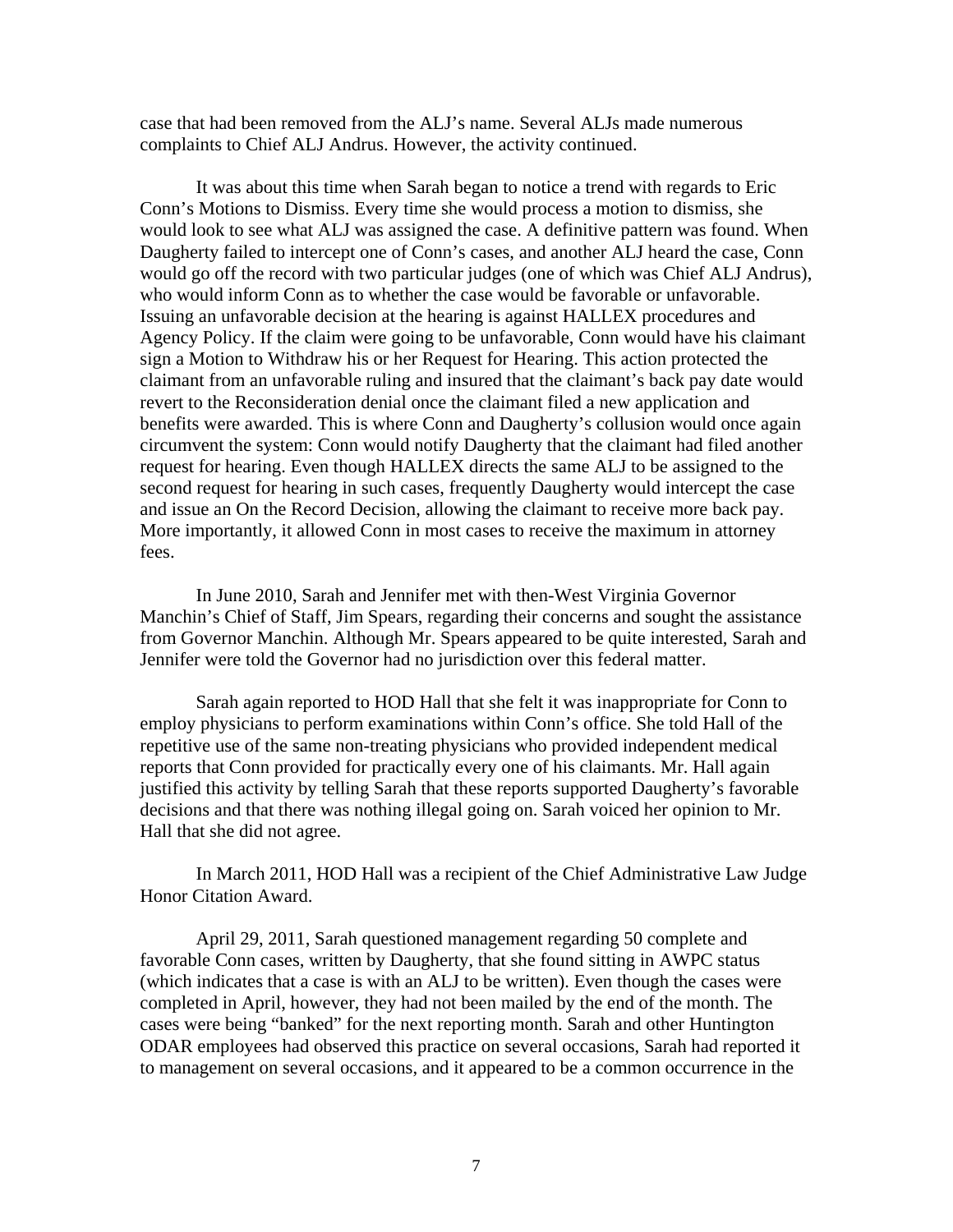case that had been removed from the ALJ's name. Several ALJs made numerous complaints to Chief ALJ Andrus. However, the activity continued.

It was about this time when Sarah began to notice a trend with regards to Eric Conn's Motions to Dismiss. Every time she would process a motion to dismiss, she would look to see what ALJ was assigned the case. A definitive pattern was found. When Daugherty failed to intercept one of Conn's cases, and another ALJ heard the case, Conn would go off the record with two particular judges (one of which was Chief ALJ Andrus), who would inform Conn as to whether the case would be favorable or unfavorable. Issuing an unfavorable decision at the hearing is against HALLEX procedures and Agency Policy. If the claim were going to be unfavorable, Conn would have his claimant sign a Motion to Withdraw his or her Request for Hearing. This action protected the claimant from an unfavorable ruling and insured that the claimant's back pay date would revert to the Reconsideration denial once the claimant filed a new application and benefits were awarded. This is where Conn and Daugherty's collusion would once again circumvent the system: Conn would notify Daugherty that the claimant had filed another request for hearing. Even though HALLEX directs the same ALJ to be assigned to the second request for hearing in such cases, frequently Daugherty would intercept the case and issue an On the Record Decision, allowing the claimant to receive more back pay. More importantly, it allowed Conn in most cases to receive the maximum in attorney fees.

In June 2010, Sarah and Jennifer met with then-West Virginia Governor Manchin's Chief of Staff, Jim Spears, regarding their concerns and sought the assistance from Governor Manchin. Although Mr. Spears appeared to be quite interested, Sarah and Jennifer were told the Governor had no jurisdiction over this federal matter.

Sarah again reported to HOD Hall that she felt it was inappropriate for Conn to employ physicians to perform examinations within Conn's office. She told Hall of the repetitive use of the same non-treating physicians who provided independent medical reports that Conn provided for practically every one of his claimants. Mr. Hall again justified this activity by telling Sarah that these reports supported Daugherty's favorable decisions and that there was nothing illegal going on. Sarah voiced her opinion to Mr. Hall that she did not agree.

In March 2011, HOD Hall was a recipient of the Chief Administrative Law Judge Honor Citation Award.

April 29, 2011, Sarah questioned management regarding 50 complete and favorable Conn cases, written by Daugherty, that she found sitting in AWPC status (which indicates that a case is with an ALJ to be written). Even though the cases were completed in April, however, they had not been mailed by the end of the month. The cases were being "banked" for the next reporting month. Sarah and other Huntington ODAR employees had observed this practice on several occasions, Sarah had reported it to management on several occasions, and it appeared to be a common occurrence in the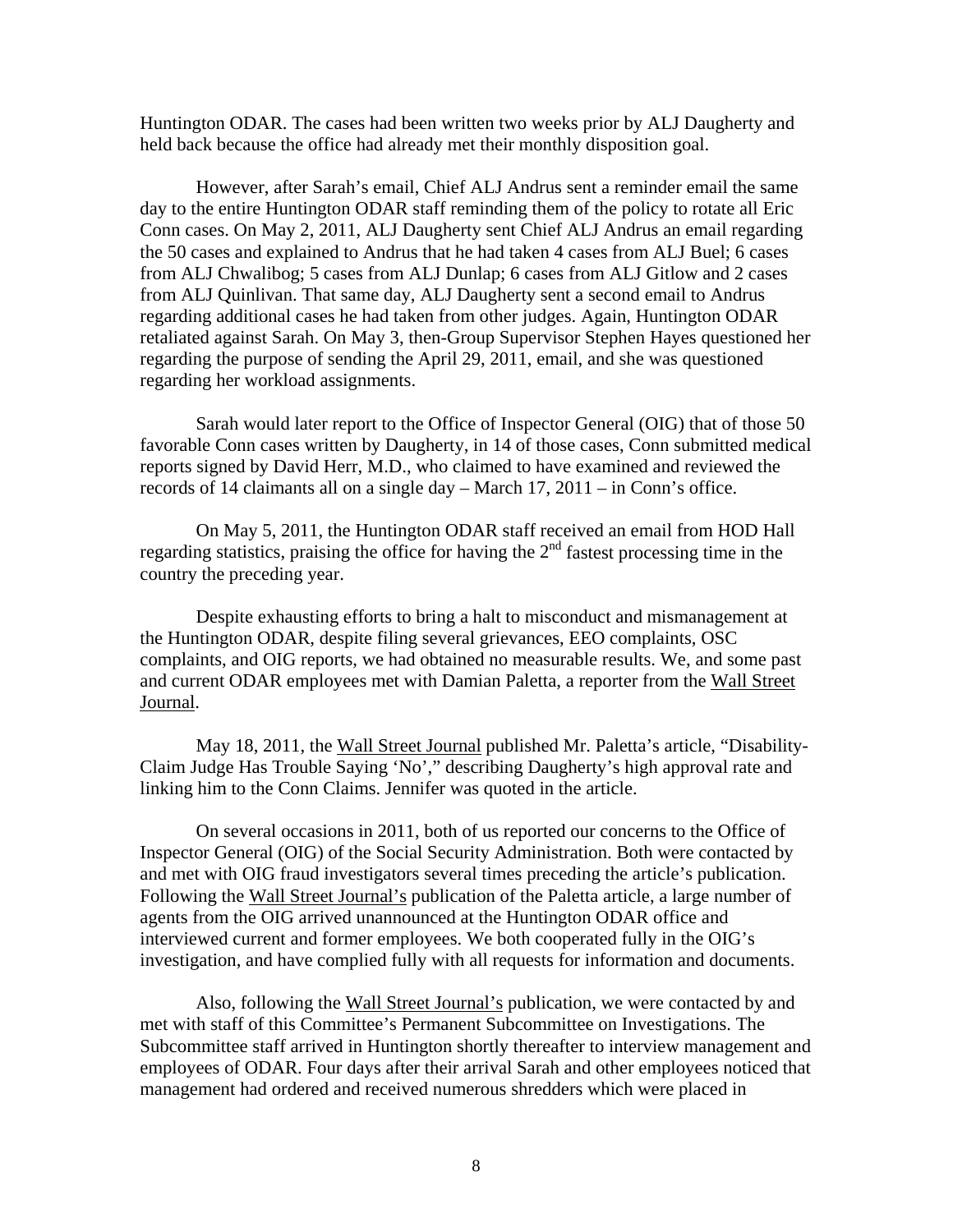Huntington ODAR. The cases had been written two weeks prior by ALJ Daugherty and held back because the office had already met their monthly disposition goal.

However, after Sarah's email, Chief ALJ Andrus sent a reminder email the same day to the entire Huntington ODAR staff reminding them of the policy to rotate all Eric Conn cases. On May 2, 2011, ALJ Daugherty sent Chief ALJ Andrus an email regarding the 50 cases and explained to Andrus that he had taken 4 cases from ALJ Buel; 6 cases from ALJ Chwalibog; 5 cases from ALJ Dunlap; 6 cases from ALJ Gitlow and 2 cases from ALJ Quinlivan. That same day, ALJ Daugherty sent a second email to Andrus regarding additional cases he had taken from other judges. Again, Huntington ODAR retaliated against Sarah. On May 3, then-Group Supervisor Stephen Hayes questioned her regarding the purpose of sending the April 29, 2011, email, and she was questioned regarding her workload assignments.

Sarah would later report to the Office of Inspector General (OIG) that of those 50 favorable Conn cases written by Daugherty, in 14 of those cases, Conn submitted medical reports signed by David Herr, M.D., who claimed to have examined and reviewed the records of 14 claimants all on a single day – March 17, 2011 – in Conn's office.

On May 5, 2011, the Huntington ODAR staff received an email from HOD Hall regarding statistics, praising the office for having the 2nd fastest processing time in the country the preceding year.

Despite exhausting efforts to bring a halt to misconduct and mismanagement at the Huntington ODAR, despite filing several grievances, EEO complaints, OSC complaints, and OIG reports, we had obtained no measurable results. We, and some past and current ODAR employees met with Damian Paletta, a reporter from the Wall Street Journal.

May 18, 2011, the Wall Street Journal published Mr. Paletta's article, "Disability-Claim Judge Has Trouble Saying 'No'," describing Daugherty's high approval rate and linking him to the Conn Claims. Jennifer was quoted in the article.

On several occasions in 2011, both of us reported our concerns to the Office of Inspector General (OIG) of the Social Security Administration. Both were contacted by and met with OIG fraud investigators several times preceding the article's publication. Following the Wall Street Journal's publication of the Paletta article, a large number of agents from the OIG arrived unannounced at the Huntington ODAR office and interviewed current and former employees. We both cooperated fully in the OIG's investigation, and have complied fully with all requests for information and documents.

Also, following the Wall Street Journal's publication, we were contacted by and met with staff of this Committee's Permanent Subcommittee on Investigations. The Subcommittee staff arrived in Huntington shortly thereafter to interview management and employees of ODAR. Four days after their arrival Sarah and other employees noticed that management had ordered and received numerous shredders which were placed in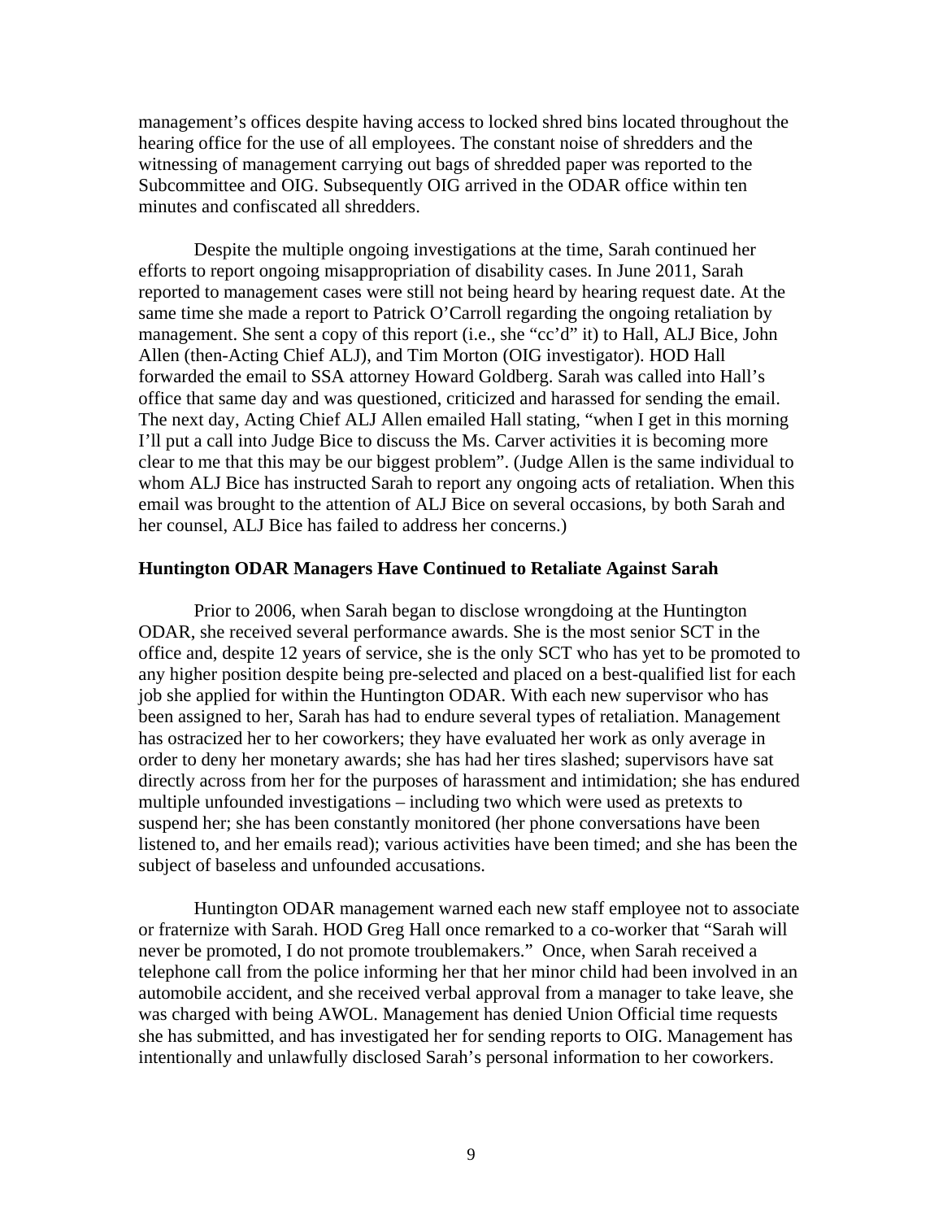management's offices despite having access to locked shred bins located throughout the hearing office for the use of all employees. The constant noise of shredders and the witnessing of management carrying out bags of shredded paper was reported to the Subcommittee and OIG. Subsequently OIG arrived in the ODAR office within ten minutes and confiscated all shredders.

Despite the multiple ongoing investigations at the time, Sarah continued her efforts to report ongoing misappropriation of disability cases. In June 2011, Sarah reported to management cases were still not being heard by hearing request date. At the same time she made a report to Patrick O'Carroll regarding the ongoing retaliation by management. She sent a copy of this report (i.e., she "cc'd" it) to Hall, ALJ Bice, John Allen (then-Acting Chief ALJ), and Tim Morton (OIG investigator). HOD Hall forwarded the email to SSA attorney Howard Goldberg. Sarah was called into Hall's office that same day and was questioned, criticized and harassed for sending the email. The next day, Acting Chief ALJ Allen emailed Hall stating, "when I get in this morning I'll put a call into Judge Bice to discuss the Ms. Carver activities it is becoming more clear to me that this may be our biggest problem". (Judge Allen is the same individual to whom ALJ Bice has instructed Sarah to report any ongoing acts of retaliation. When this email was brought to the attention of ALJ Bice on several occasions, by both Sarah and her counsel, ALJ Bice has failed to address her concerns.)

**Huntington ODAR Managers Have Continued to Retaliate Against Sarah**

Prior to 2006, when Sarah began to disclose wrongdoing at the Huntington ODAR, she received several performance awards. She is the most senior SCT in the office and, despite 12 years of service, she is the only SCT who has yet to be promoted to any higher position despite being pre-selected and placed on a best-qualified list for each job she applied for within the Huntington ODAR. With each new supervisor who has been assigned to her, Sarah has had to endure several types of retaliation. Management has ostracized her to her coworkers; they have evaluated her work as only average in order to deny her monetary awards; she has had her tires slashed; supervisors have sat directly across from her for the purposes of harassment and intimidation; she has endured multiple unfounded investigations – including two which were used as pretexts to suspend her; she has been constantly monitored (her phone conversations have been listened to, and her emails read); various activities have been timed; and she has been the subject of baseless and unfounded accusations.

Huntington ODAR management warned each new staff employee not to associate or fraternize with Sarah. HOD Greg Hall once remarked to a co-worker that "Sarah will never be promoted, I do not promote troublemakers." Once, when Sarah received a telephone call from the police informing her that her minor child had been involved in an automobile accident, and she received verbal approval from a manager to take leave, she was charged with being AWOL. Management has denied Union Official time requests she has submitted, and has investigated her for sending reports to OIG. Management has intentionally and unlawfully disclosed Sarah's personal information to her coworkers.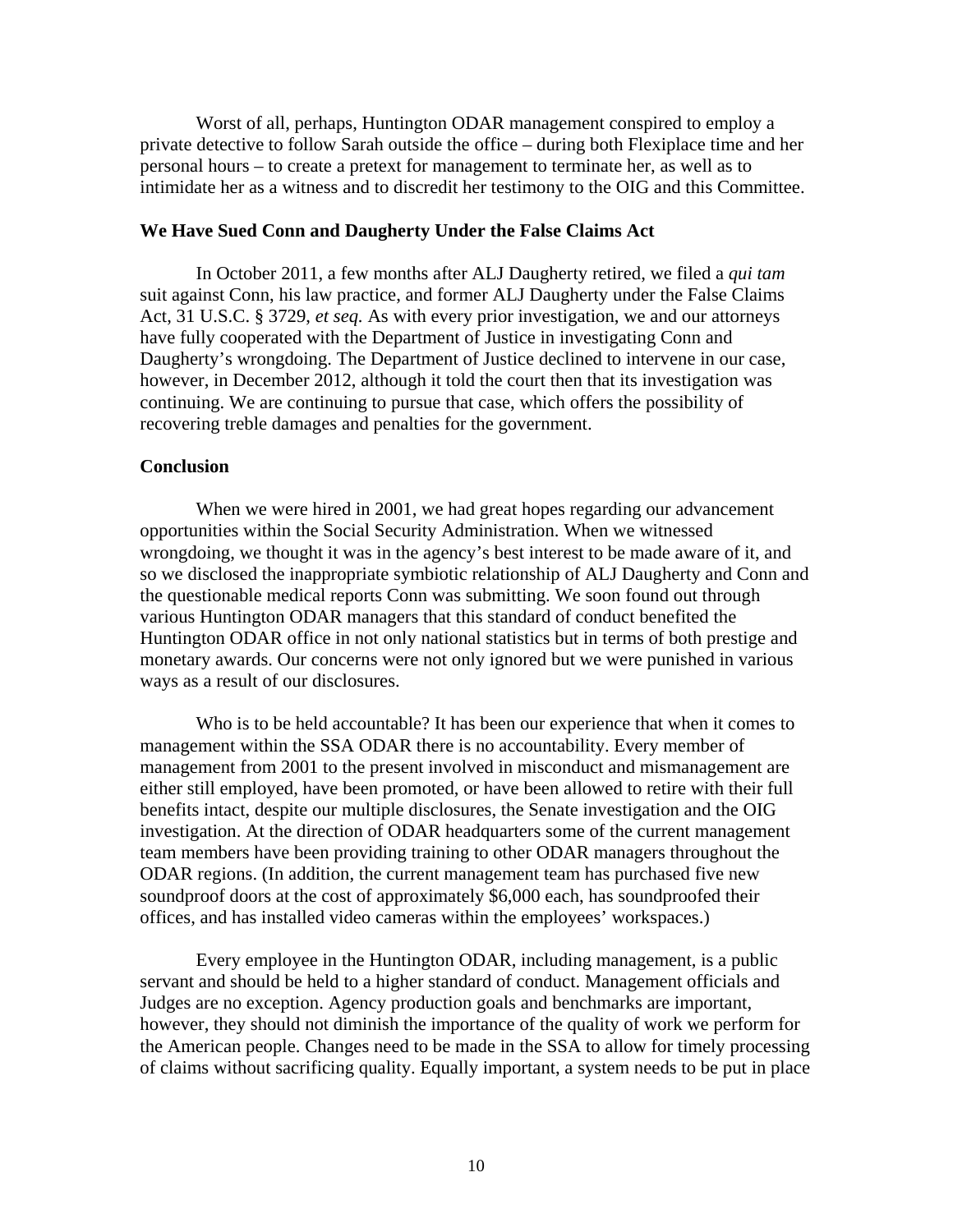Worst of all, perhaps, Huntington ODAR management conspired to employ a private detective to follow Sarah outside the office – during both Flexiplace time and her personal hours – to create a pretext for management to terminate her, as well as to intimidate her as a witness and to discredit her testimony to the OIG and this Committee.

**We Have Sued Conn and Daugherty Under the False Claims Act**

In October 2011, a few months after ALJ Daugherty retired, we filed a *qui tam* suit against Conn, his law practice, and former ALJ Daugherty under the False Claims Act, 31 U.S.C. § 3729, *et seq.* As with every prior investigation, we and our attorneys have fully cooperated with the Department of Justice in investigating Conn and Daugherty's wrongdoing. The Department of Justice declined to intervene in our case, however, in December 2012, although it told the court then that its investigation was continuing. We are continuing to pursue that case, which offers the possibility of recovering treble damages and penalties for the government.

**Conclusion**

When we were hired in 2001, we had great hopes regarding our advancement opportunities within the Social Security Administration. When we witnessed wrongdoing, we thought it was in the agency's best interest to be made aware of it, and so we disclosed the inappropriate symbiotic relationship of ALJ Daugherty and Conn and the questionable medical reports Conn was submitting. We soon found out through various Huntington ODAR managers that this standard of conduct benefited the Huntington ODAR office in not only national statistics but in terms of both prestige and monetary awards. Our concerns were not only ignored but we were punished in various ways as a result of our disclosures.

Who is to be held accountable? It has been our experience that when it comes to management within the SSA ODAR there is no accountability. Every member of management from 2001 to the present involved in misconduct and mismanagement are either still employed, have been promoted, or have been allowed to retire with their full benefits intact, despite our multiple disclosures, the Senate investigation and the OIG investigation. At the direction of ODAR headquarters some of the current management team members have been providing training to other ODAR managers throughout the ODAR regions. (In addition, the current management team has purchased five new soundproof doors at the cost of approximately $6,000 each, has soundproofed their offices, and has installed video cameras within the employees' workspaces.)

Every employee in the Huntington ODAR, including management, is a public servant and should be held to a higher standard of conduct. Management officials and Judges are no exception. Agency production goals and benchmarks are important, however, they should not diminish the importance of the quality of work we perform for the American people. Changes need to be made in the SSA to allow for timely processing of claims without sacrificing quality. Equally important, a system needs to be put in place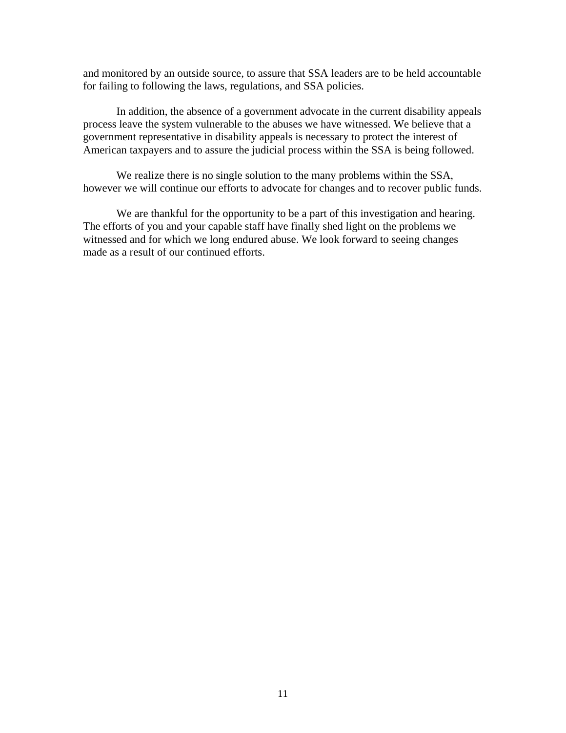and monitored by an outside source, to assure that SSA leaders are to be held accountable for failing to following the laws, regulations, and SSA policies.

In addition, the absence of a government advocate in the current disability appeals process leave the system vulnerable to the abuses we have witnessed. We believe that a government representative in disability appeals is necessary to protect the interest of American taxpayers and to assure the judicial process within the SSA is being followed.

We realize there is no single solution to the many problems within the SSA, however we will continue our efforts to advocate for changes and to recover public funds.

We are thankful for the opportunity to be a part of this investigation and hearing. The efforts of you and your capable staff have finally shed light on the problems we witnessed and for which we long endured abuse. We look forward to seeing changes made as a result of our continued efforts.